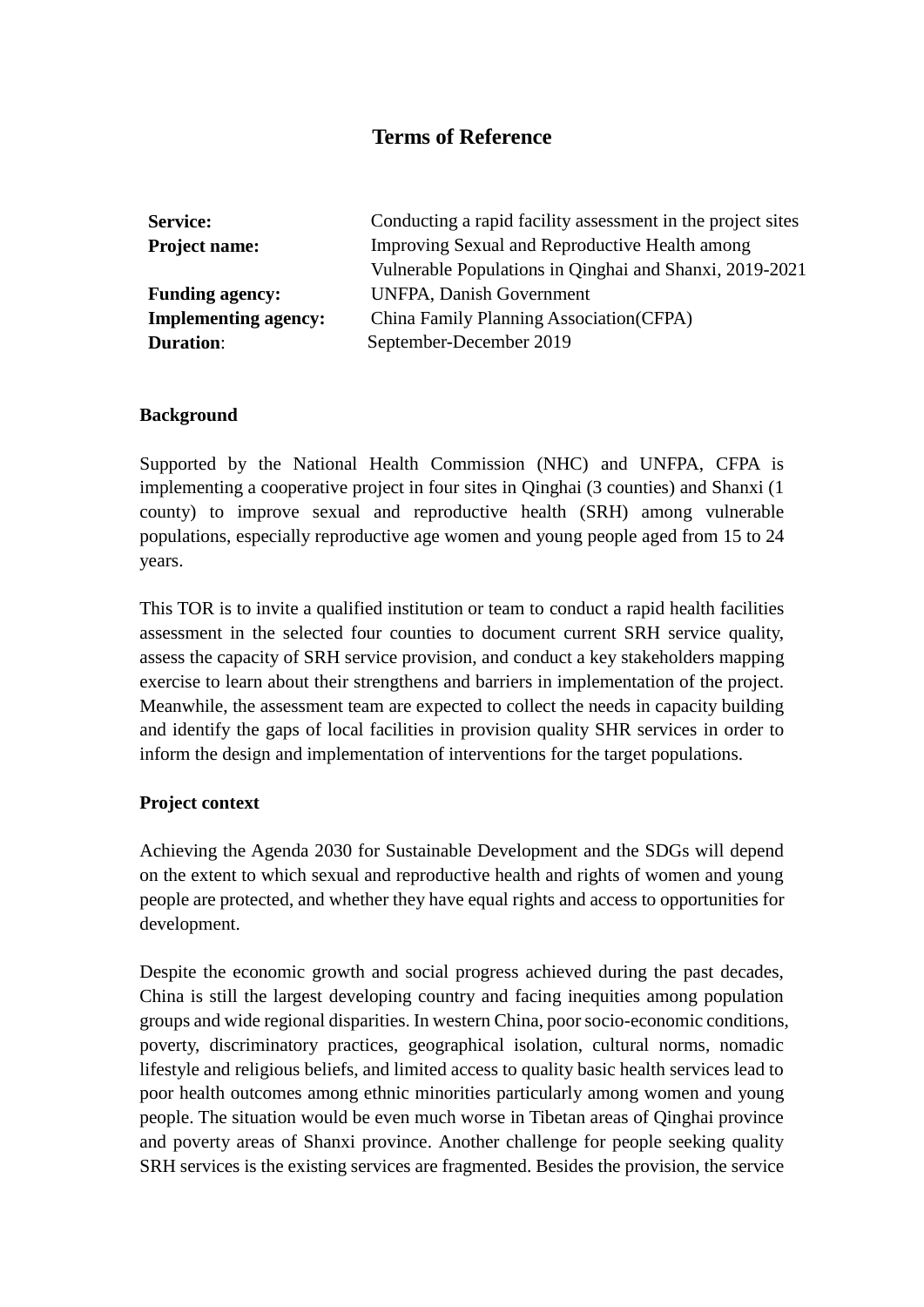# Terms of Reference

| | |
|---|---|
| **Service:** | Conducting a rapid facility assessment in the project sites |
| **Project name:** | Improving Sexual and Reproductive Health among Vulnerable Populations in Qinghai and Shanxi, 2019-2021 |
| **Funding agency:** | UNFPA, Danish Government |
| **Implementing agency:** | China Family Planning Association(CFPA) |
| **Duration**: | September-December 2019 |

**Background**

Supported by the National Health Commission (NHC) and UNFPA, CFPA is implementing a cooperative project in four sites in Qinghai (3 counties) and Shanxi (1 county) to improve sexual and reproductive health (SRH) among vulnerable populations, especially reproductive age women and young people aged from 15 to 24 years.

This TOR is to invite a qualified institution or team to conduct a rapid health facilities assessment in the selected four counties to document current SRH service quality, assess the capacity of SRH service provision, and conduct a key stakeholders mapping exercise to learn about their strengthens and barriers in implementation of the project. Meanwhile, the assessment team are expected to collect the needs in capacity building and identify the gaps of local facilities in provision quality SHR services in order to inform the design and implementation of interventions for the target populations.

**Project context**

Achieving the Agenda 2030 for Sustainable Development and the SDGs will depend on the extent to which sexual and reproductive health and rights of women and young people are protected, and whether they have equal rights and access to opportunities for development.

Despite the economic growth and social progress achieved during the past decades, China is still the largest developing country and facing inequities among population groups and wide regional disparities. In western China, poor socio-economic conditions, poverty, discriminatory practices, geographical isolation, cultural norms, nomadic lifestyle and religious beliefs, and limited access to quality basic health services lead to poor health outcomes among ethnic minorities particularly among women and young people. The situation would be even much worse in Tibetan areas of Qinghai province and poverty areas of Shanxi province. Another challenge for people seeking quality SRH services is the existing services are fragmented. Besides the provision, the service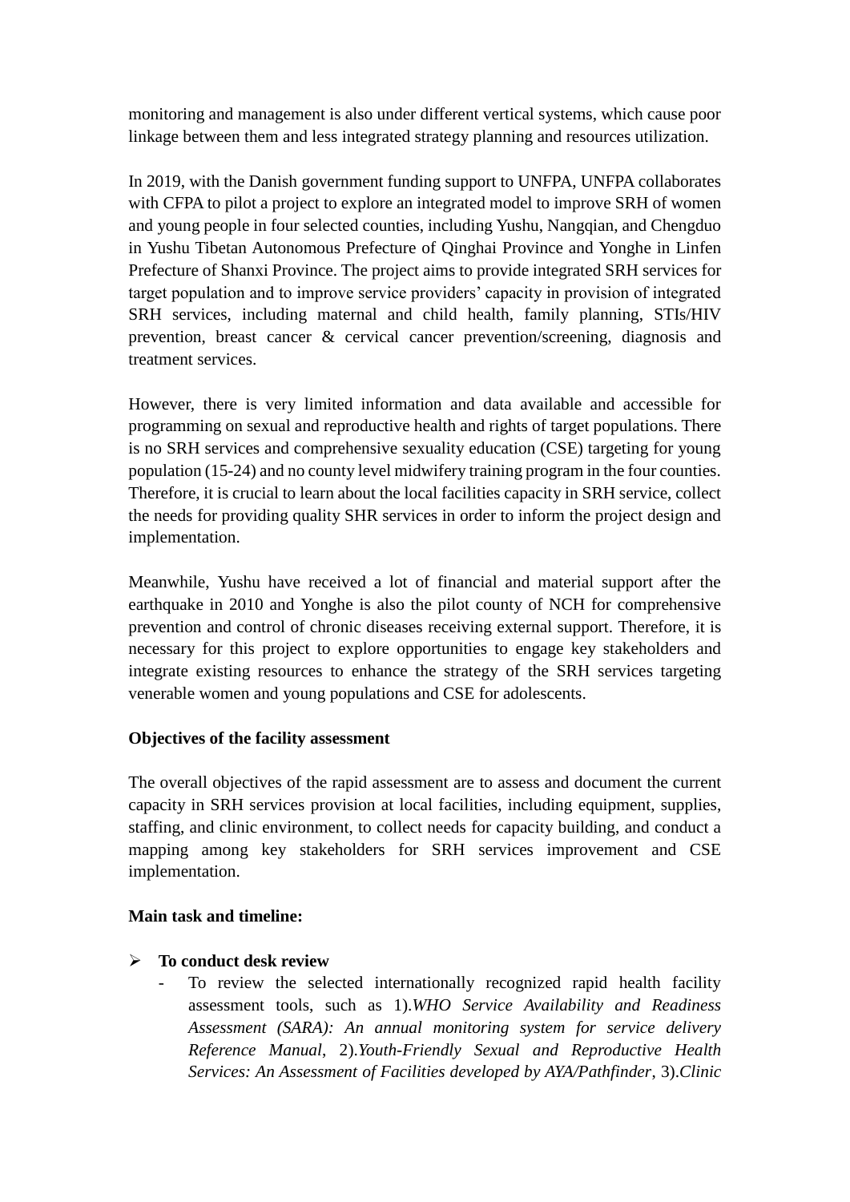monitoring and management is also under different vertical systems, which cause poor linkage between them and less integrated strategy planning and resources utilization.

In 2019, with the Danish government funding support to UNFPA, UNFPA collaborates with CFPA to pilot a project to explore an integrated model to improve SRH of women and young people in four selected counties, including Yushu, Nangqian, and Chengduo in Yushu Tibetan Autonomous Prefecture of Qinghai Province and Yonghe in Linfen Prefecture of Shanxi Province. The project aims to provide integrated SRH services for target population and to improve service providers' capacity in provision of integrated SRH services, including maternal and child health, family planning, STIs/HIV prevention, breast cancer & cervical cancer prevention/screening, diagnosis and treatment services.

However, there is very limited information and data available and accessible for programming on sexual and reproductive health and rights of target populations. There is no SRH services and comprehensive sexuality education (CSE) targeting for young population (15-24) and no county level midwifery training program in the four counties. Therefore, it is crucial to learn about the local facilities capacity in SRH service, collect the needs for providing quality SHR services in order to inform the project design and implementation.

Meanwhile, Yushu have received a lot of financial and material support after the earthquake in 2010 and Yonghe is also the pilot county of NCH for comprehensive prevention and control of chronic diseases receiving external support. Therefore, it is necessary for this project to explore opportunities to engage key stakeholders and integrate existing resources to enhance the strategy of the SRH services targeting venerable women and young populations and CSE for adolescents.

**Objectives of the facility assessment**

The overall objectives of the rapid assessment are to assess and document the current capacity in SRH services provision at local facilities, including equipment, supplies, staffing, and clinic environment, to collect needs for capacity building, and conduct a mapping among key stakeholders for SRH services improvement and CSE implementation.

**Main task and timeline:**

- **To conduct desk review**
  - To review the selected internationally recognized rapid health facility assessment tools, such as 1).*WHO Service Availability and Readiness Assessment (SARA): An annual monitoring system for service delivery Reference Manual*, 2).*Youth-Friendly Sexual and Reproductive Health Services: An Assessment of Facilities developed by AYA/Pathfinder*, 3).*Clinic*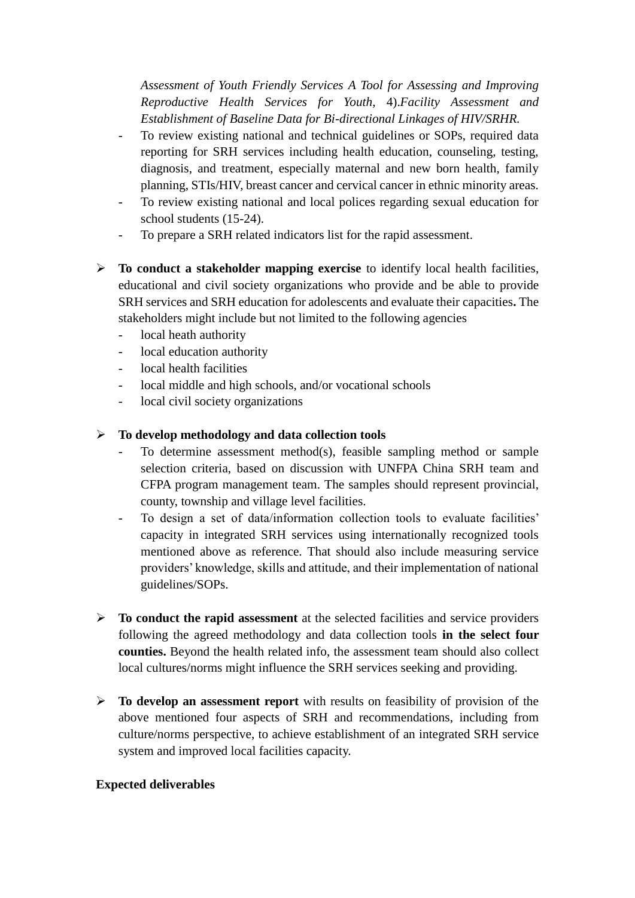*Assessment of Youth Friendly Services A Tool for Assessing and Improving Reproductive Health Services for Youth*, 4).*Facility Assessment and Establishment of Baseline Data for Bi-directional Linkages of HIV/SRHR.*

- To review existing national and technical guidelines or SOPs, required data reporting for SRH services including health education, counseling, testing, diagnosis, and treatment, especially maternal and new born health, family planning, STIs/HIV, breast cancer and cervical cancer in ethnic minority areas.
- To review existing national and local polices regarding sexual education for school students (15-24).
- To prepare a SRH related indicators list for the rapid assessment.

➢ **To conduct a stakeholder mapping exercise** to identify local health facilities, educational and civil society organizations who provide and be able to provide SRH services and SRH education for adolescents and evaluate their capacities**.** The stakeholders might include but not limited to the following agencies

- local heath authority
- local education authority
- local health facilities
- local middle and high schools, and/or vocational schools
- local civil society organizations

➢ **To develop methodology and data collection tools**

- To determine assessment method(s), feasible sampling method or sample selection criteria, based on discussion with UNFPA China SRH team and CFPA program management team. The samples should represent provincial, county, township and village level facilities.
- To design a set of data/information collection tools to evaluate facilities' capacity in integrated SRH services using internationally recognized tools mentioned above as reference. That should also include measuring service providers' knowledge, skills and attitude, and their implementation of national guidelines/SOPs.

➢ **To conduct the rapid assessment** at the selected facilities and service providers following the agreed methodology and data collection tools **in the select four counties.** Beyond the health related info, the assessment team should also collect local cultures/norms might influence the SRH services seeking and providing.

➢ **To develop an assessment report** with results on feasibility of provision of the above mentioned four aspects of SRH and recommendations, including from culture/norms perspective, to achieve establishment of an integrated SRH service system and improved local facilities capacity.

**Expected deliverables**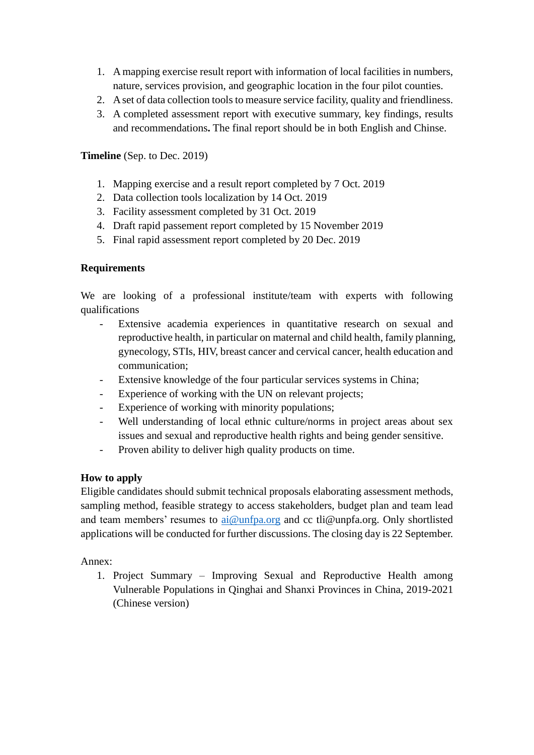1. A mapping exercise result report with information of local facilities in numbers, nature, services provision, and geographic location in the four pilot counties.
2. A set of data collection tools to measure service facility, quality and friendliness.
3. A completed assessment report with executive summary, key findings, results and recommendations**.** The final report should be in both English and Chinse.

**Timeline** (Sep. to Dec. 2019)

1. Mapping exercise and a result report completed by 7 Oct. 2019
2. Data collection tools localization by 14 Oct. 2019
3. Facility assessment completed by 31 Oct. 2019
4. Draft rapid passement report completed by 15 November 2019
5. Final rapid assessment report completed by 20 Dec. 2019

**Requirements**

We are looking of a professional institute/team with experts with following qualifications

- Extensive academia experiences in quantitative research on sexual and reproductive health, in particular on maternal and child health, family planning, gynecology, STIs, HIV, breast cancer and cervical cancer, health education and communication;
- Extensive knowledge of the four particular services systems in China;
- Experience of working with the UN on relevant projects;
- Experience of working with minority populations;
- Well understanding of local ethnic culture/norms in project areas about sex issues and sexual and reproductive health rights and being gender sensitive.
- Proven ability to deliver high quality products on time.

**How to apply**

Eligible candidates should submit technical proposals elaborating assessment methods, sampling method, feasible strategy to access stakeholders, budget plan and team lead and team members' resumes to ai@unfpa.org and cc tli@unpfa.org. Only shortlisted applications will be conducted for further discussions. The closing day is 22 September.

Annex:

1. Project Summary – Improving Sexual and Reproductive Health among Vulnerable Populations in Qinghai and Shanxi Provinces in China, 2019-2021 (Chinese version)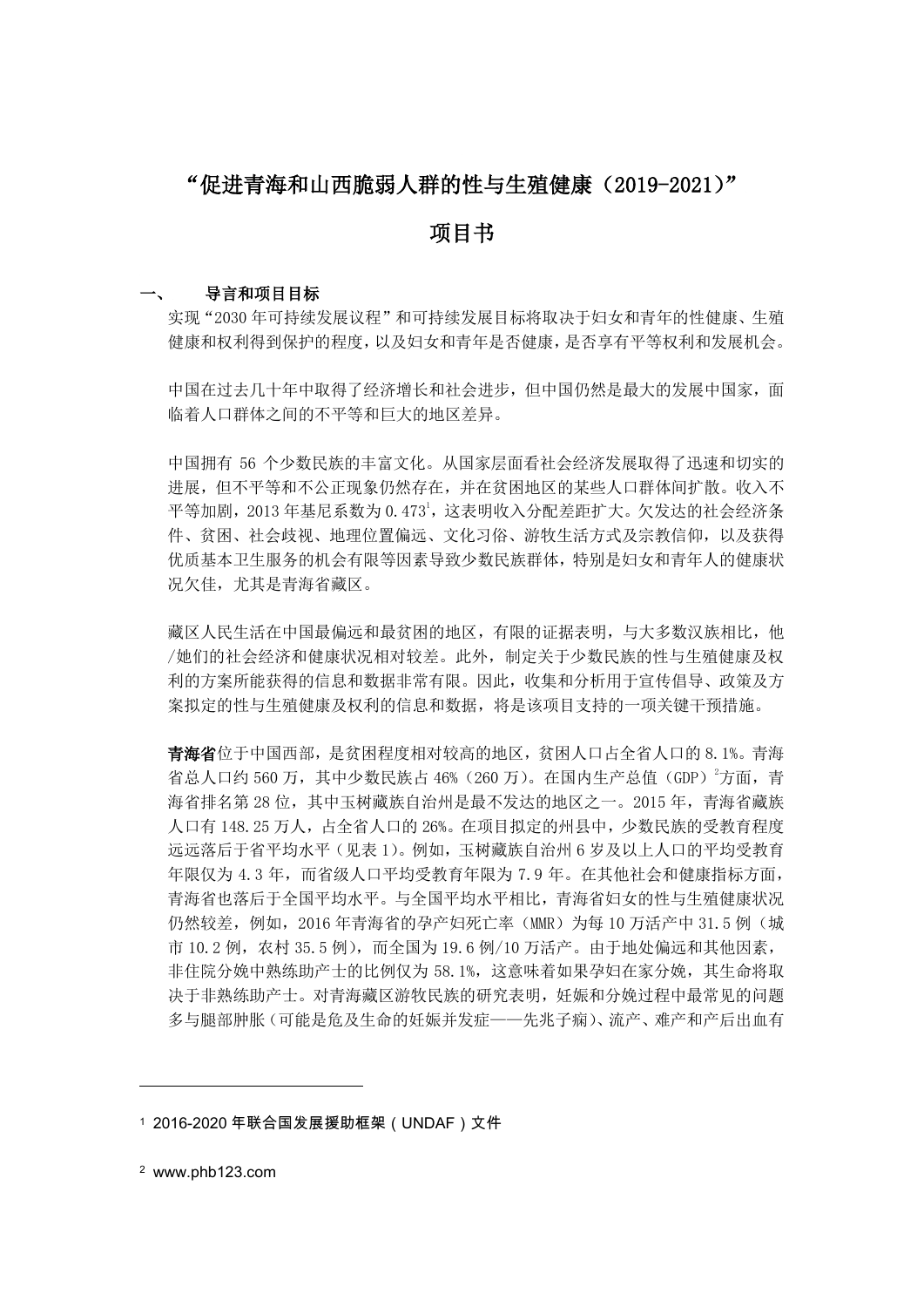# “促进青海和山西脆弱人群的性与生殖健康（2019-2021）”

# 项目书

## 一、 导言和项目目标

实现“2030 年可持续发展议程”和可持续发展目标将取决于妇女和青年的性健康、生殖健康和权利得到保护的程度，以及妇女和青年是否健康，是否享有平等权利和发展机会。

中国在过去几十年中取得了经济增长和社会进步，但中国仍然是最大的发展中国家，面临着人口群体之间的不平等和巨大的地区差异。

中国拥有 56 个少数民族的丰富文化。从国家层面看社会经济发展取得了迅速和切实的进展，但不平等和不公正现象仍然存在，并在贫困地区的某些人口群体间扩散。收入不平等加剧，2013 年基尼系数为 0.473[1]，这表明收入分配差距扩大。欠发达的社会经济条件、贫困、社会歧视、地理位置偏远、文化习俗、游牧生活方式及宗教信仰，以及获得优质基本卫生服务的机会有限等因素导致少数民族群体，特别是妇女和青年人的健康状况欠佳，尤其是青海省藏区。

藏区人民生活在中国最偏远和最贫困的地区，有限的证据表明，与大多数汉族相比，他/她们的社会经济和健康状况相对较差。此外，制定关于少数民族的性与生殖健康及权利的方案所能获得的信息和数据非常有限。因此，收集和分析用于宣传倡导、政策及方案拟定的性与生殖健康及权利的信息和数据，将是该项目支持的一项关键干预措施。

**青海省**位于中国西部，是贫困程度相对较高的地区，贫困人口占全省人口的 8.1%。青海省总人口约 560 万，其中少数民族占 46%（260 万）。在国内生产总值（GDP）[2]方面，青海省排名第 28 位，其中玉树藏族自治州是最不发达的地区之一。2015 年，青海省藏族人口有 148.25 万人，占全省人口的 26%。在项目拟定的州县中，少数民族的受教育程度远远落后于省平均水平（见表 1）。例如，玉树藏族自治州 6 岁及以上人口的平均受教育年限仅为 4.3 年，而省级人口平均受教育年限为 7.9 年。在其他社会和健康指标方面，青海省也落后于全国平均水平。与全国平均水平相比，青海省妇女的性与生殖健康状况仍然较差，例如，2016 年青海省的孕产妇死亡率（MMR）为每 10 万活产中 31.5 例（城市 10.2 例，农村 35.5 例），而全国为 19.6 例/10 万活产。由于地处偏远和其他因素，非住院分娩中熟练助产士的比例仅为 58.1%，这意味着如果孕妇在家分娩，其生命将取决于非熟练助产士。对青海藏区游牧民族的研究表明，妊娠和分娩过程中最常见的问题多与腿部肿胀（可能是危及生命的妊娠并发症——先兆子痫）、流产、难产和产后出血有

---

[1] 2016-2020 年联合国发展援助框架（UNDAF）文件

[2] www.phb123.com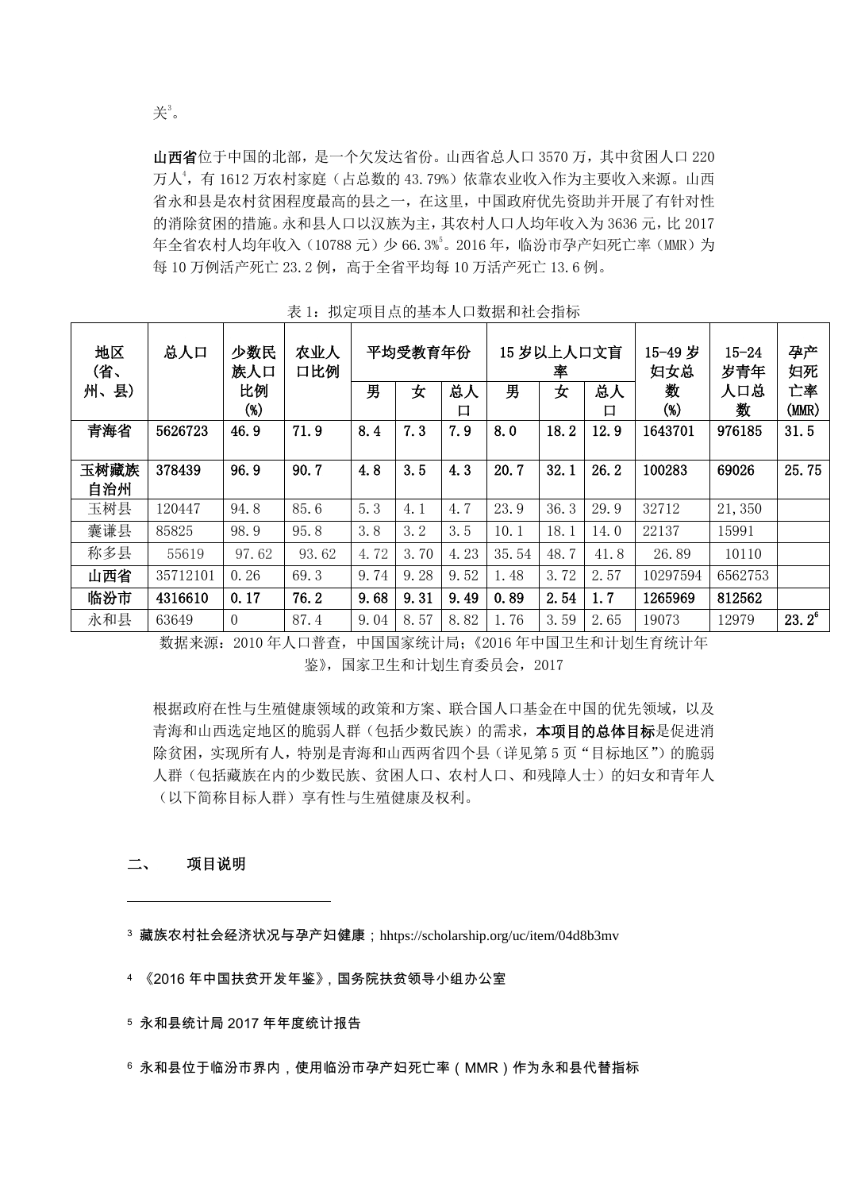关[3]。

**山西省**位于中国的北部，是一个欠发达省份。山西省总人口 3570 万，其中贫困人口 220 万人[4]，有 1612 万农村家庭（占总数的 43.79%）依靠农业收入作为主要收入来源。山西省永和县是农村贫困程度最高的县之一，在这里，中国政府优先资助并开展了有针对性的消除贫困的措施。永和县人口以汉族为主，其农村人口人均年收入为 3636 元，比 2017 年全省农村人均年收入（10788 元）少 66.3%[5]。2016 年，临汾市孕产妇死亡率（MMR）为每 10 万例活产死亡 23.2 例，高于全省平均每 10 万活产死亡 13.6 例。

表 1：拟定项目点的基本人口数据和社会指标

| 地区（省、州、县） | 总人口 | 少数民族人口比例 (%) | 农业人口比例 | 平均受教育年份 | | | 15 岁以上人口文盲率 | | | 15-49 岁妇女总数 (%) | 15-24 岁青年人口总数 | 孕产妇死亡率 (MMR) |
|---|---|---|---|---|---|---|---|---|---|---|---|---|
| | | | | 男 | 女 | 总人口 | 男 | 女 | 总人口 | | | |
| **青海省** | **5626723** | **46.9** | **71.9** | **8.4** | **7.3** | **7.9** | **8.0** | **18.2** | **12.9** | **1643701** | **976185** | **31.5** |
| **玉树藏族自治州** | **378439** | **96.9** | **90.7** | **4.8** | **3.5** | **4.3** | **20.7** | **32.1** | **26.2** | **100283** | **69026** | **25.75** |
| 玉树县 | 120447 | 94.8 | 85.6 | 5.3 | 4.1 | 4.7 | 23.9 | 36.3 | 29.9 | 32712 | 21,350 | |
| 囊谦县 | 85825 | 98.9 | 95.8 | 3.8 | 3.2 | 3.5 | 10.1 | 18.1 | 14.0 | 22137 | 15991 | |
| 称多县 | 55619 | 97.62 | 93.62 | 4.72 | 3.70 | 4.23 | 35.54 | 48.7 | 41.8 | 26.89 | 10110 | |
| **山西省** | 35712101 | 0.26 | 69.3 | 9.74 | 9.28 | 9.52 | 1.48 | 3.72 | 2.57 | 10297594 | 6562753 | |
| **临汾市** | **4316610** | **0.17** | **76.2** | **9.68** | **9.31** | **9.49** | **0.89** | **2.54** | **1.7** | **1265969** | **812562** | |
| 永和县 | 63649 | 0 | 87.4 | 9.04 | 8.57 | 8.82 | 1.76 | 3.59 | 2.65 | 19073 | 12979 | **23.2**[6] |

数据来源：2010 年人口普查，中国国家统计局；《2016 年中国卫生和计划生育统计年鉴》，国家卫生和计划生育委员会，2017

根据政府在性与生殖健康领域的政策和方案、联合国人口基金在中国的优先领域，以及青海和山西选定地区的脆弱人群（包括少数民族）的需求，**本项目的总体目标**是促进消除贫困，实现所有人，特别是青海和山西两省四个县（详见第 5 页"目标地区"）的脆弱人群（包括藏族在内的少数民族、贫困人口、农村人口、和残障人士）的妇女和青年人（以下简称目标人群）享有性与生殖健康及权利。

## 二、 项目说明

---

[3] 藏族农村社会经济状况与孕产妇健康；hhttps://scholarship.org/uc/item/04d8b3mv

[4] 《2016 年中国扶贫开发年鉴》，国务院扶贫领导小组办公室

[5] 永和县统计局 2017 年年度统计报告

[6] 永和县位于临汾市界内，使用临汾市孕产妇死亡率（MMR）作为永和县代替指标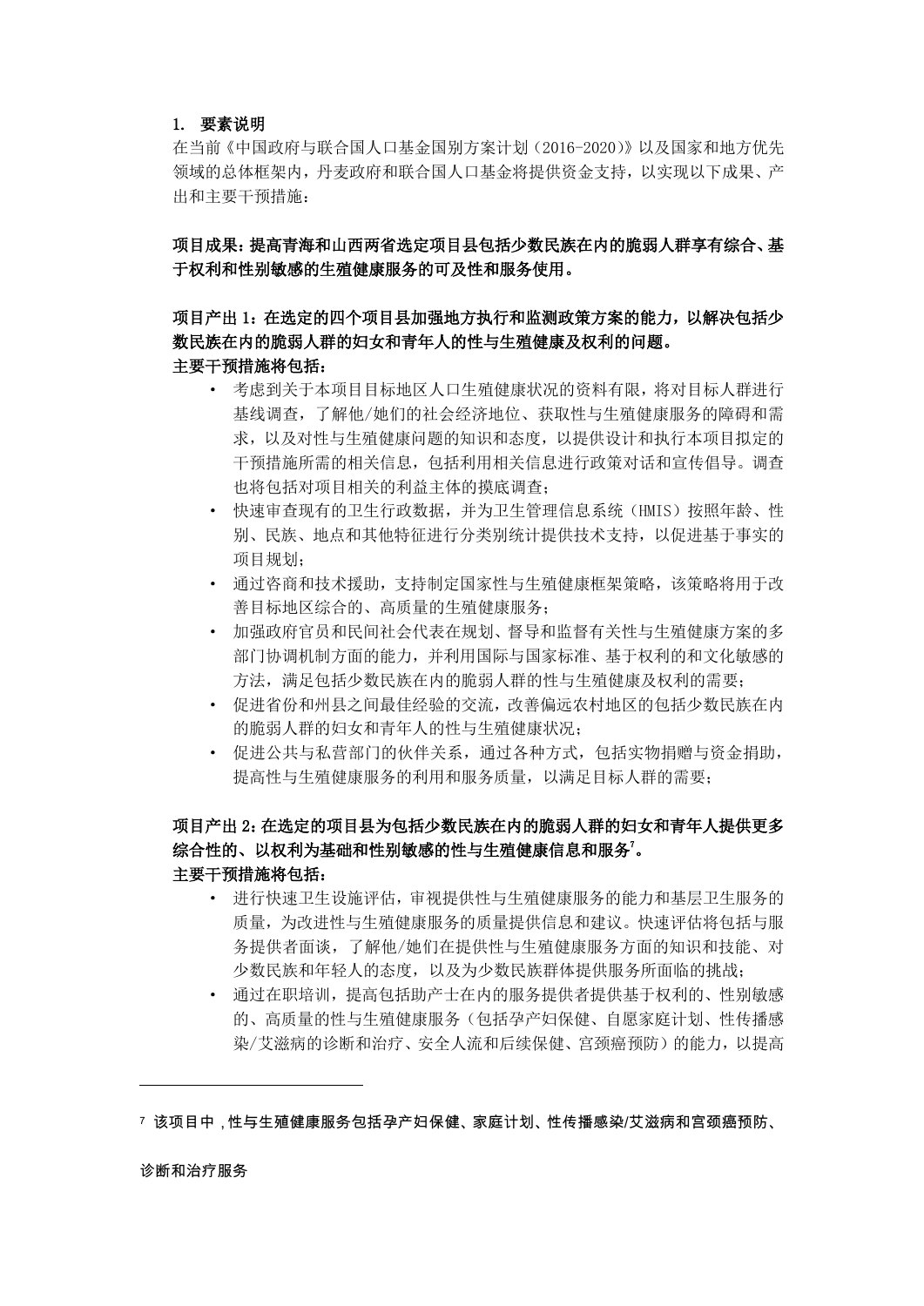1. 要素说明

在当前《中国政府与联合国人口基金国别方案计划（2016-2020）》以及国家和地方优先领域的总体框架内，丹麦政府和联合国人口基金将提供资金支持，以实现以下成果、产出和主要干预措施：

**项目成果：提高青海和山西两省选定项目县包括少数民族在内的脆弱人群享有综合、基于权利和性别敏感的生殖健康服务的可及性和服务使用。**

**项目产出 1：在选定的四个项目县加强地方执行和监测政策方案的能力，以解决包括少数民族在内的脆弱人群的妇女和青年人的性与生殖健康及权利的问题。**

**主要干预措施将包括：**

- 考虑到关于本项目目标地区人口生殖健康状况的资料有限，将对目标人群进行基线调查，了解他/她们的社会经济地位、获取性与生殖健康服务的障碍和需求，以及对性与生殖健康问题的知识和态度，以提供设计和执行本项目拟定的干预措施所需的相关信息，包括利用相关信息进行政策对话和宣传倡导。调查也将包括对项目相关的利益主体的摸底调查；
- 快速审查现有的卫生行政数据，并为卫生管理信息系统（HMIS）按照年龄、性别、民族、地点和其他特征进行分类别统计提供技术支持，以促进基于事实的项目规划；
- 通过咨商和技术援助，支持制定国家性与生殖健康框架策略，该策略将用于改善目标地区综合的、高质量的生殖健康服务；
- 加强政府官员和民间社会代表在规划、督导和监督有关性与生殖健康方案的多部门协调机制方面的能力，并利用国际与国家标准、基于权利的和文化敏感的方法，满足包括少数民族在内的脆弱人群的性与生殖健康及权利的需要；
- 促进省份和州县之间最佳经验的交流，改善偏远农村地区的包括少数民族在内的脆弱人群的妇女和青年人的性与生殖健康状况；
- 促进公共与私营部门的伙伴关系，通过各种方式，包括实物捐赠与资金捐助，提高性与生殖健康服务的利用和服务质量，以满足目标人群的需要；

**项目产出 2：在选定的项目县为包括少数民族在内的脆弱人群的妇女和青年人提供更多综合性的、以权利为基础和性别敏感的性与生殖健康信息和服务[7]。**

**主要干预措施将包括：**

- 进行快速卫生设施评估，审视提供性与生殖健康服务的能力和基层卫生服务的质量，为改进性与生殖健康服务的质量提供信息和建议。快速评估将包括与服务提供者面谈，了解他/她们在提供性与生殖健康服务方面的知识和技能、对少数民族和年轻人的态度，以及为少数民族群体提供服务所面临的挑战；
- 通过在职培训，提高包括助产士在内的服务提供者提供基于权利的、性别敏感的、高质量的性与生殖健康服务（包括孕产妇保健、自愿家庭计划、性传播感染/艾滋病的诊断和治疗、安全人流和后续保健、宫颈癌预防）的能力，以提高

---

[7] 该项目中，性与生殖健康服务包括孕产妇保健、家庭计划、性传播感染/艾滋病和宫颈癌预防、诊断和治疗服务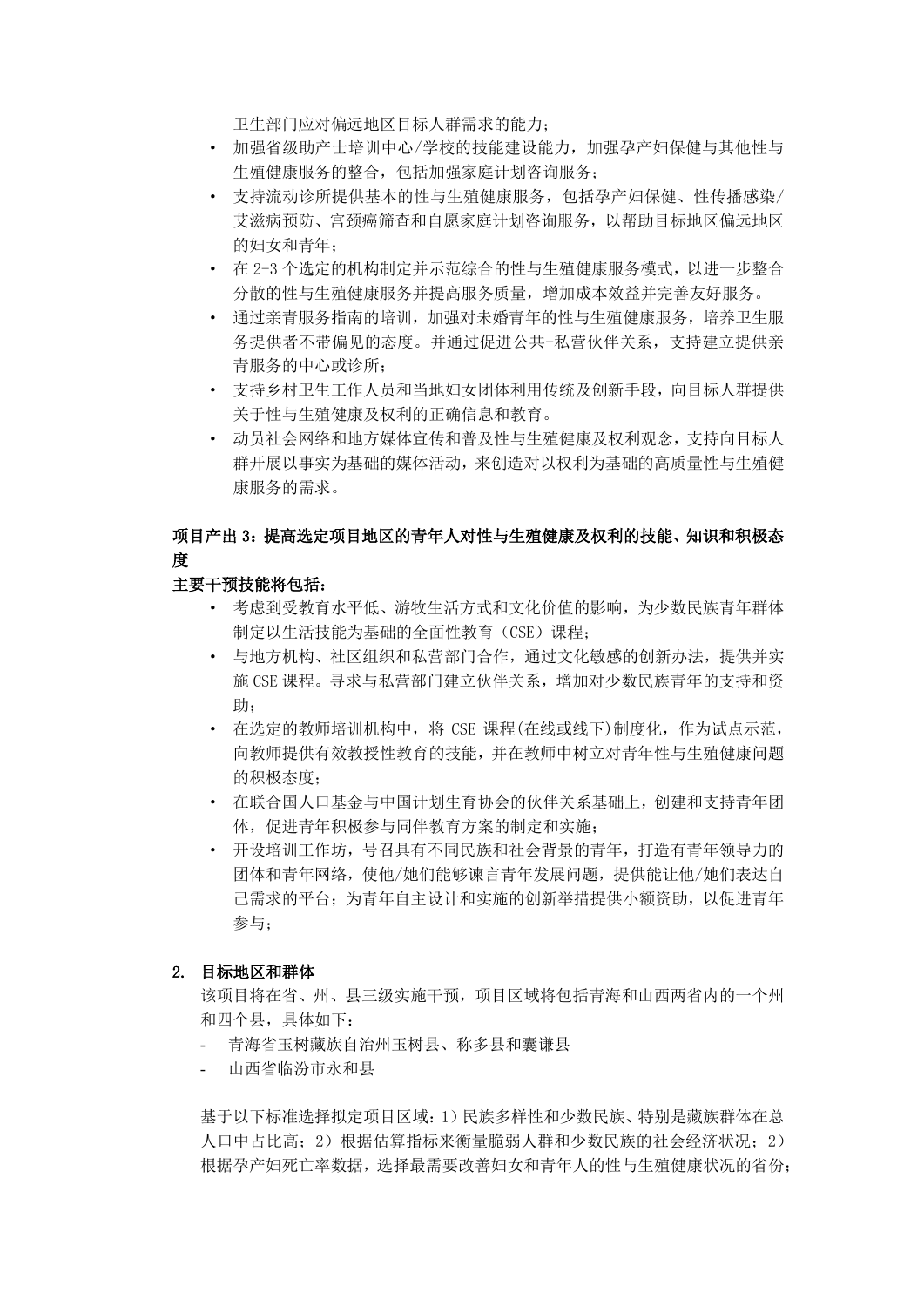卫生部门应对偏远地区目标人群需求的能力；

- 加强省级助产士培训中心/学校的技能建设能力，加强孕产妇保健与其他性与生殖健康服务的整合，包括加强家庭计划咨询服务；
- 支持流动诊所提供基本的性与生殖健康服务，包括孕产妇保健、性传播感染/艾滋病预防、宫颈癌筛查和自愿家庭计划咨询服务，以帮助目标地区偏远地区的妇女和青年；
- 在 2-3 个选定的机构制定并示范综合的性与生殖健康服务模式，以进一步整合分散的性与生殖健康服务并提高服务质量，增加成本效益并完善友好服务。
- 通过亲青服务指南的培训，加强对未婚青年的性与生殖健康服务，培养卫生服务提供者不带偏见的态度。并通过促进公共-私营伙伴关系，支持建立提供亲青服务的中心或诊所；
- 支持乡村卫生工作人员和当地妇女团体利用传统及创新手段，向目标人群提供关于性与生殖健康及权利的正确信息和教育。
- 动员社会网络和地方媒体宣传和普及性与生殖健康及权利观念，支持向目标人群开展以事实为基础的媒体活动，来创造对以权利为基础的高质量性与生殖健康服务的需求。

**项目产出 3：提高选定项目地区的青年人对性与生殖健康及权利的技能、知识和积极态度**

**主要干预技能将包括：**

- 考虑到受教育水平低、游牧生活方式和文化价值的影响，为少数民族青年群体制定以生活技能为基础的全面性教育（CSE）课程；
- 与地方机构、社区组织和私营部门合作，通过文化敏感的创新办法，提供并实施 CSE 课程。寻求与私营部门建立伙伴关系，增加对少数民族青年的支持和资助；
- 在选定的教师培训机构中，将 CSE 课程(在线或线下)制度化，作为试点示范，向教师提供有效教授性教育的技能，并在教师中树立对青年性与生殖健康问题的积极态度；
- 在联合国人口基金与中国计划生育协会的伙伴关系基础上，创建和支持青年团体，促进青年积极参与同伴教育方案的制定和实施；
- 开设培训工作坊，号召具有不同民族和社会背景的青年，打造有青年领导力的团体和青年网络，使他/她们能够谏言青年发展问题，提供能让他/她们表达自己需求的平台；为青年自主设计和实施的创新举措提供小额资助，以促进青年参与；

**2. 目标地区和群体**

该项目将在省、州、县三级实施干预，项目区域将包括青海和山西两省内的一个州和四个县，具体如下：

- 青海省玉树藏族自治州玉树县、称多县和囊谦县
- 山西省临汾市永和县

基于以下标准选择拟定项目区域：1）民族多样性和少数民族、特别是藏族群体在总人口中占比高；2）根据估算指标来衡量脆弱人群和少数民族的社会经济状况；2）根据孕产妇死亡率数据，选择最需要改善妇女和青年人的性与生殖健康状况的省份；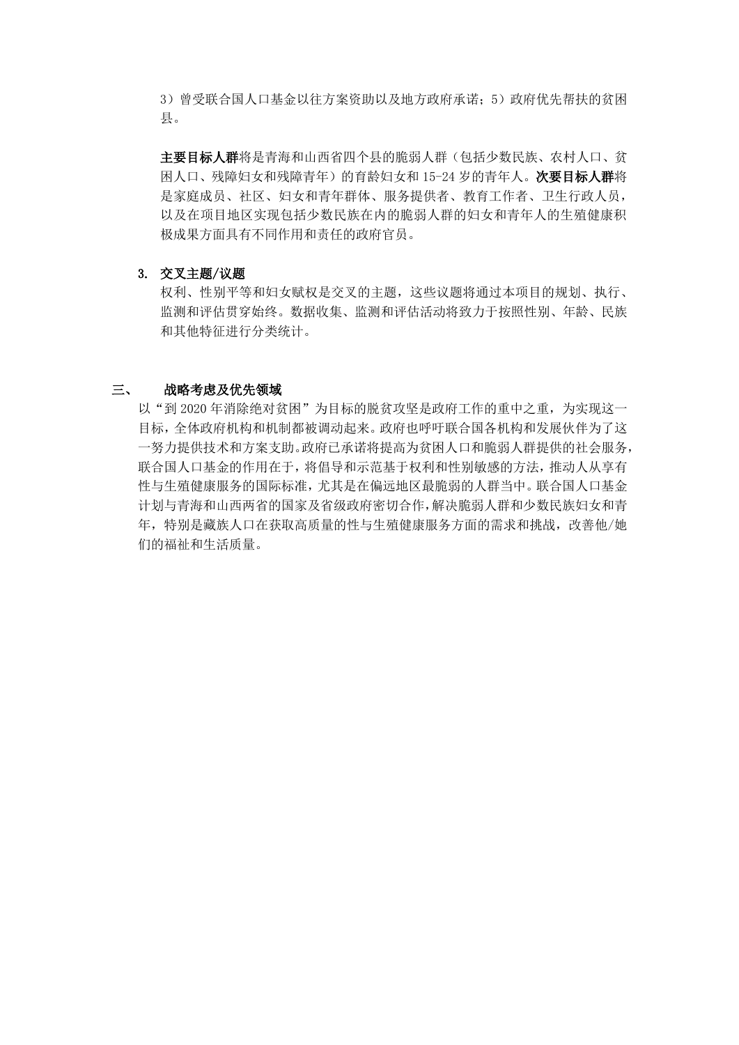3）曾受联合国人口基金以往方案资助以及地方政府承诺；5）政府优先帮扶的贫困县。

**主要目标人群**将是青海和山西省四个县的脆弱人群（包括少数民族、农村人口、贫困人口、残障妇女和残障青年）的育龄妇女和15-24岁的青年人。**次要目标人群**将是家庭成员、社区、妇女和青年群体、服务提供者、教育工作者、卫生行政人员，以及在项目地区实现包括少数民族在内的脆弱人群的妇女和青年人的生殖健康积极成果方面具有不同作用和责任的政府官员。

**3. 交叉主题/议题**

权利、性别平等和妇女赋权是交叉的主题，这些议题将通过本项目的规划、执行、监测和评估贯穿始终。数据收集、监测和评估活动将致力于按照性别、年龄、民族和其他特征进行分类统计。

## 三、 战略考虑及优先领域

以"到2020年消除绝对贫困"为目标的脱贫攻坚是政府工作的重中之重，为实现这一目标，全体政府机构和机制都被调动起来。政府也呼吁联合国各机构和发展伙伴为了这一努力提供技术和方案支助。政府已承诺将提高为贫困人口和脆弱人群提供的社会服务，联合国人口基金的作用在于，将倡导和示范基于权利和性别敏感的方法，推动人从享有性与生殖健康服务的国际标准，尤其是在偏远地区最脆弱的人群当中。联合国人口基金计划与青海和山西两省的国家及省级政府密切合作，解决脆弱人群和少数民族妇女和青年，特别是藏族人口在获取高质量的性与生殖健康服务方面的需求和挑战，改善他/她们的福祉和生活质量。